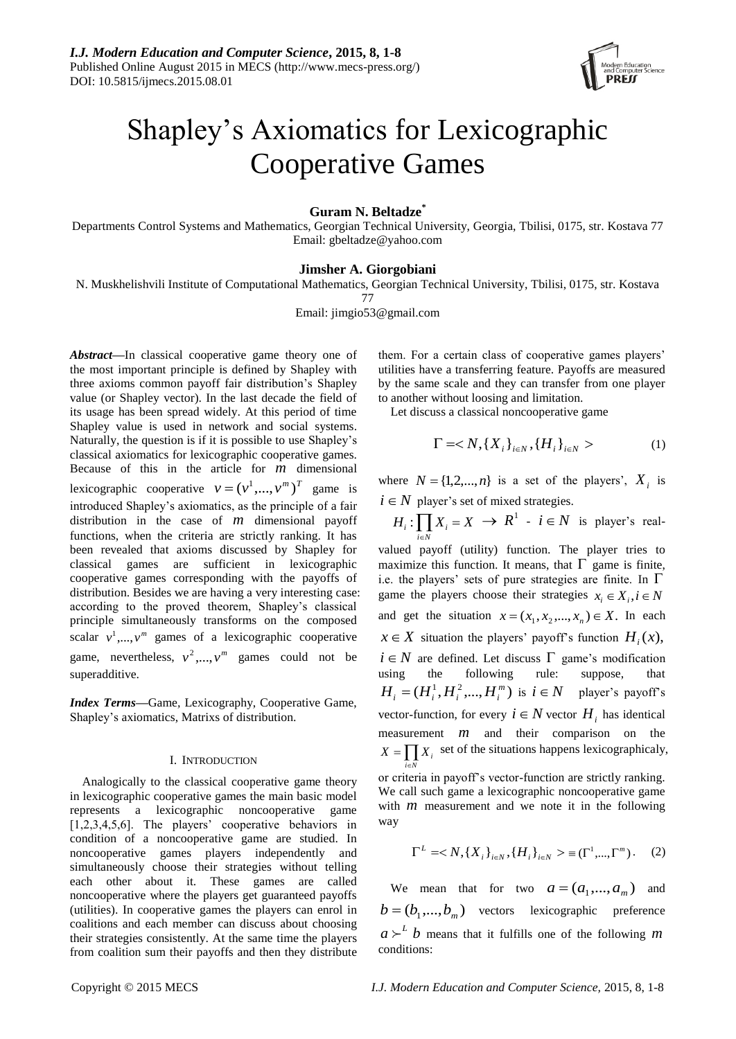# Shapley's Axiomatics for Lexicographic Cooperative Games

**Guram N. Beltadze***

Departments Control Systems and Mathematics, Georgian Technical University, Georgia, Tbilisi, 0175, str. Kostava 77
Email: gbeltadze@yahoo.com

**Jimsher A. Giorgobiani**

N. Muskhelishvili Institute of Computational Mathematics, Georgian Technical University, Tbilisi, 0175, str. Kostava 77
Email: jimgio53@gmail.com

***Abstract*****—**In classical cooperative game theory one of the most important principle is defined by Shapley with three axioms common payoff fair distribution's Shapley value (or Shapley vector). In the last decade the field of its usage has been spread widely. At this period of time Shapley value is used in network and social systems. Naturally, the question is if it is possible to use Shapley's classical axiomatics for lexicographic cooperative games. Because of this in the article for $m$ dimensional lexicographic cooperative $v = (v^1,...,v^m)^T$ game is introduced Shapley's axiomatics, as the principle of a fair distribution in the case of $m$ dimensional payoff functions, when the criteria are strictly ranking. It has been revealed that axioms discussed by Shapley for classical games are sufficient in lexicographic cooperative games corresponding with the payoffs of distribution. Besides we are having a very interesting case: according to the proved theorem, Shapley's classical principle simultaneously transforms on the composed scalar $v^1,...,v^m$ games of a lexicographic cooperative game, nevertheless, $v^2,...,v^m$ games could not be superadditive.

***Index Terms*****—**Game, Lexicography, Cooperative Game, Shapley's axiomatics, Matrixs of distribution.

## I. Introduction

Analogically to the classical cooperative game theory in lexicographic cooperative games the main basic model represents a lexicographic noncooperative game [1,2,3,4,5,6]. The players' cooperative behaviors in condition of a noncooperative game are studied. In noncooperative games players independently and simultaneously choose their strategies without telling each other about it. These games are called noncooperative where the players get guaranteed payoffs (utilities). In cooperative games the players can enrol in coalitions and each member can discuss about choosing their strategies consistently. At the same time the players from coalition sum their payoffs and then they distribute them. For a certain class of cooperative games players' utilities have a transferring feature. Payoffs are measured by the same scale and they can transfer from one player to another without loosing and limitation.

Let discuss a classical noncooperative game

$$\Gamma = < N, \{X_i\}_{i \in N}, \{H_i\}_{i \in N} > \tag{1}$$

where $N = \{1,2,...,n\}$ is a set of the players', $X_i$ is $i \in N$ player's set of mixed strategies.

$H_i : \prod_{i \in N} X_i = X \rightarrow R^1$ - $i \in N$ is player's real-valued payoff (utility) function. The player tries to maximize this function. It means, that $\Gamma$ game is finite, i.e. the players' sets of pure strategies are finite. In $\Gamma$ game the players choose their strategies $x_i \in X_i, i \in N$ and get the situation $x = (x_1, x_2,..., x_n) \in X$. In each $x \in X$ situation the players' payoff's function $H_i(x)$, $i \in N$ are defined. Let discuss $\Gamma$ game's modification using the following rule: suppose, that $H_i = (H_i^1, H_i^2,..., H_i^m)$ is $i \in N$ player's payoff's vector-function, for every $i \in N$ vector $H_i$ has identical measurement $m$ and their comparison on the $X = \prod_{i \in N} X_i$ set of the situations happens lexicographicaly, or criteria in payoff's vector-function are strictly ranking. We call such game a lexicographic noncooperative game with $m$ measurement and we note it in the following way

$$\Gamma^L = < N, \{X_i\}_{i \in N}, \{H_i\}_{i \in N} > \equiv (\Gamma^1,...,\Gamma^m). \tag{2}$$

We mean that for two $a = (a_1,...,a_m)$ and $b = (b_1,...,b_m)$ vectors lexicographic preference $a \succ^L b$ means that it fulfills one of the following $m$ conditions: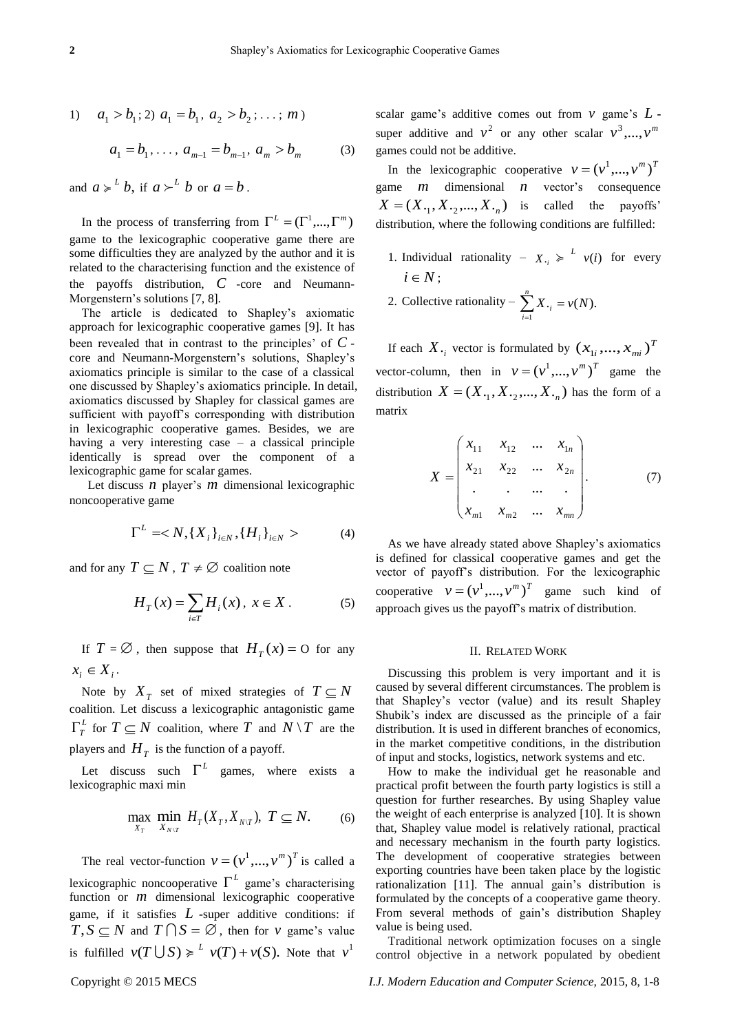1) $a_1 > b_1$; 2) $a_1 = b_1,\ a_2 > b_2$; . . . ; $m$)

$$a_1 = b_1, \dots,\ a_{m-1} = b_{m-1},\ a_m > b_m \qquad (3)$$

and $a \succcurlyeq^L b$, if $a \succ^L b$ or $a = b$.

In the process of transferring from $\Gamma^L = (\Gamma^1, \dots, \Gamma^m)$ game to the lexicographic cooperative game there are some difficulties they are analyzed by the author and it is related to the characterising function and the existence of the payoffs distribution, $C$ -core and Neumann-Morgenstern's solutions [7, 8].

The article is dedicated to Shapley's axiomatic approach for lexicographic cooperative games [9]. It has been revealed that in contrast to the principles' of $C$ -core and Neumann-Morgenstern's solutions, Shapley's axiomatics principle is similar to the case of a classical one discussed by Shapley's axiomatics principle. In detail, axiomatics discussed by Shapley for classical games are sufficient with payoff's corresponding with distribution in lexicographic cooperative games. Besides, we are having a very interesting case – a classical principle identically is spread over the component of a lexicographic game for scalar games.

Let discuss $n$ player's $m$ dimensional lexicographic noncooperative game

$$\Gamma^L = < N, \{X_i\}_{i \in N}, \{H_i\}_{i \in N} > \qquad (4)$$

and for any $T \subseteq N$, $T \neq \varnothing$ coalition note

$$H_T(x) = \sum_{i \in T} H_i(x),\ x \in X. \qquad (5)$$

If $T = \varnothing$, then suppose that $H_T(x) = O$ for any $x_i \in X_i$.

Note by $X_T$ set of mixed strategies of $T \subseteq N$ coalition. Let discuss a lexicographic antagonistic game $\Gamma_T^L$ for $T \subseteq N$ coalition, where $T$ and $N \setminus T$ are the players and $H_T$ is the function of a payoff.

Let discuss such $\Gamma^L$ games, where exists a lexicographic maxi min

$$\max_{X_T} \min_{X_{N \setminus T}} H_T(X_T, X_{N \setminus T}),\ T \subseteq N. \qquad (6)$$

The real vector-function $v = (v^1, \dots, v^m)^T$ is called a lexicographic noncooperative $\Gamma^L$ game's characterising function or $m$ dimensional lexicographic cooperative game, if it satisfies $L$ -super additive conditions: if $T, S \subseteq N$ and $T \cap S = \varnothing$, then for $v$ game's value is fulfilled $v(T \cup S) \succcurlyeq^L v(T) + v(S)$. Note that $v^1$ scalar game's additive comes out from $v$ game's $L$ -super additive and $v^2$ or any other scalar $v^3, \dots, v^m$ games could not be additive.

In the lexicographic cooperative $v = (v^1, \dots, v^m)^T$ game $m$ dimensional $n$ vector's consequence $X = (X_{\cdot 1}, X_{\cdot 2}, \dots, X_{\cdot n})$ is called the payoffs' distribution, where the following conditions are fulfilled:

1. Individual rationality – $X_{\cdot i} \succcurlyeq^L v(i)$ for every $i \in N$;
2. Collective rationality – $\sum_{i=1}^{n} X_{\cdot i} = v(N).$

If each $X_{\cdot i}$ vector is formulated by $(x_{1i}, \dots, x_{mi})^T$ vector-column, then in $v = (v^1, \dots, v^m)^T$ game the distribution $X = (X_{\cdot 1}, X_{\cdot 2}, \dots, X_{\cdot n})$ has the form of a matrix

$$X = \begin{pmatrix} x_{11} & x_{12} & \dots & x_{1n} \\ x_{21} & x_{22} & \dots & x_{2n} \\ . & . & \dots & . \\ x_{m1} & x_{m2} & \dots & x_{mn} \end{pmatrix}. \qquad (7)$$

As we have already stated above Shapley's axiomatics is defined for classical cooperative games and get the vector of payoff's distribution. For the lexicographic cooperative $v = (v^1, \dots, v^m)^T$ game such kind of approach gives us the payoff's matrix of distribution.

## II. Related Work

Discussing this problem is very important and it is caused by several different circumstances. The problem is that Shapley's vector (value) and its result Shapley Shubik's index are discussed as the principle of a fair distribution. It is used in different branches of economics, in the market competitive conditions, in the distribution of input and stocks, logistics, network systems and etc.

How to make the individual get he reasonable and practical profit between the fourth party logistics is still a question for further researches. By using Shapley value the weight of each enterprise is analyzed [10]. It is shown that, Shapley value model is relatively rational, practical and necessary mechanism in the fourth party logistics. The development of cooperative strategies between exporting countries have been taken place by the logistic rationalization [11]. The annual gain's distribution is formulated by the concepts of a cooperative game theory. From several methods of gain's distribution Shapley value is being used.

Traditional network optimization focuses on a single control objective in a network populated by obedient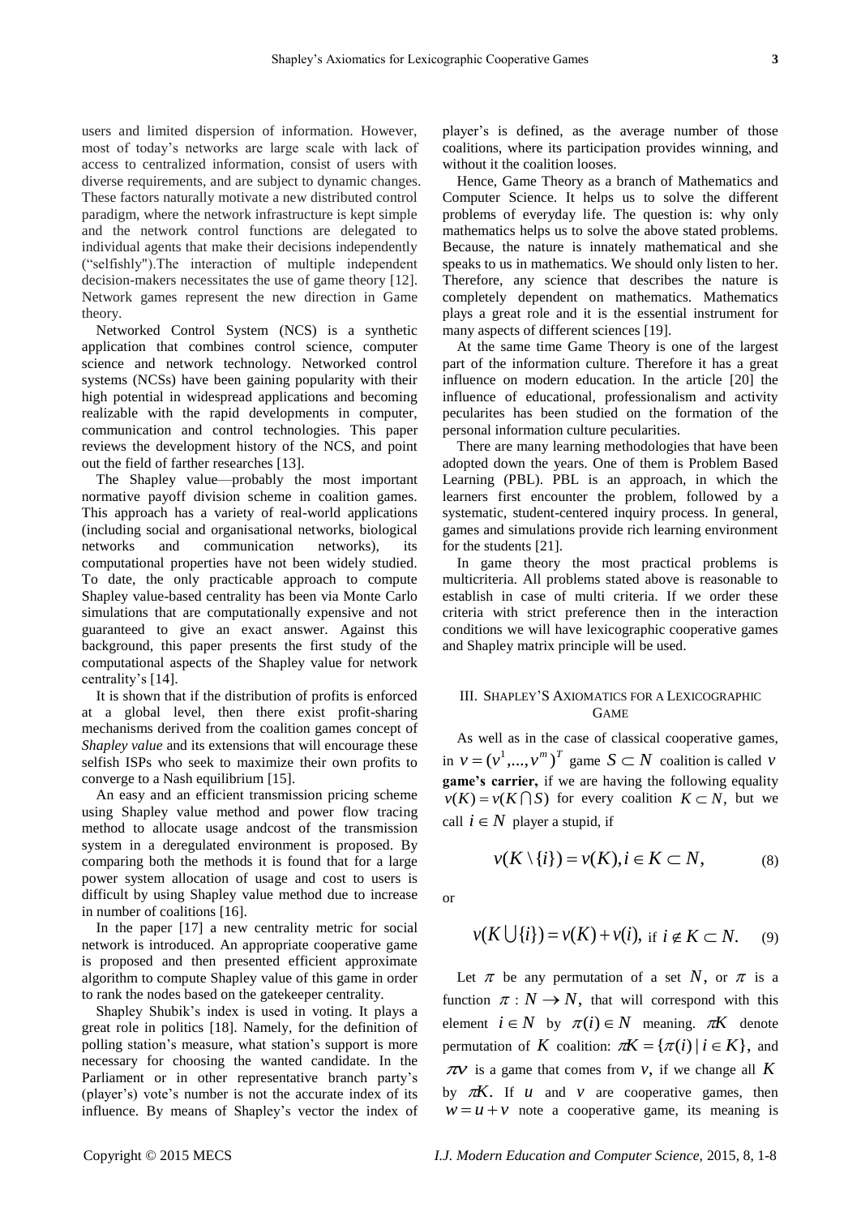users and limited dispersion of information. However, most of today's networks are large scale with lack of access to centralized information, consist of users with diverse requirements, and are subject to dynamic changes. These factors naturally motivate a new distributed control paradigm, where the network infrastructure is kept simple and the network control functions are delegated to individual agents that make their decisions independently ("selfishly").The interaction of multiple independent decision-makers necessitates the use of game theory [12]. Network games represent the new direction in Game theory.

Networked Control System (NCS) is a synthetic application that combines control science, computer science and network technology. Networked control systems (NCSs) have been gaining popularity with their high potential in widespread applications and becoming realizable with the rapid developments in computer, communication and control technologies. This paper reviews the development history of the NCS, and point out the field of farther researches [13].

The Shapley value—probably the most important normative payoff division scheme in coalition games. This approach has a variety of real-world applications (including social and organisational networks, biological networks and communication networks), its computational properties have not been widely studied. To date, the only practicable approach to compute Shapley value-based centrality has been via Monte Carlo simulations that are computationally expensive and not guaranteed to give an exact answer. Against this background, this paper presents the first study of the computational aspects of the Shapley value for network centrality's [14].

It is shown that if the distribution of profits is enforced at a global level, then there exist profit-sharing mechanisms derived from the coalition games concept of *Shapley value* and its extensions that will encourage these selfish ISPs who seek to maximize their own profits to converge to a Nash equilibrium [15].

An easy and an efficient transmission pricing scheme using Shapley value method and power flow tracing method to allocate usage andcost of the transmission system in a deregulated environment is proposed. By comparing both the methods it is found that for a large power system allocation of usage and cost to users is difficult by using Shapley value method due to increase in number of coalitions [16].

In the paper [17] a new centrality metric for social network is introduced. An appropriate cooperative game is proposed and then presented efficient approximate algorithm to compute Shapley value of this game in order to rank the nodes based on the gatekeeper centrality.

Shapley Shubik's index is used in voting. It plays a great role in politics [18]. Namely, for the definition of polling station's measure, what station's support is more necessary for choosing the wanted candidate. In the Parliament or in other representative branch party's (player's) vote's number is not the accurate index of its influence. By means of Shapley's vector the index of player's is defined, as the average number of those coalitions, where its participation provides winning, and without it the coalition looses.

Hence, Game Theory as a branch of Mathematics and Computer Science. It helps us to solve the different problems of everyday life. The question is: why only mathematics helps us to solve the above stated problems. Because, the nature is innately mathematical and she speaks to us in mathematics. We should only listen to her. Therefore, any science that describes the nature is completely dependent on mathematics. Mathematics plays a great role and it is the essential instrument for many aspects of different sciences [19].

At the same time Game Theory is one of the largest part of the information culture. Therefore it has a great influence on modern education. In the article [20] the influence of educational, professionalism and activity pecularites has been studied on the formation of the personal information culture pecularities.

There are many learning methodologies that have been adopted down the years. One of them is Problem Based Learning (PBL). PBL is an approach, in which the learners first encounter the problem, followed by a systematic, student-centered inquiry process. In general, games and simulations provide rich learning environment for the students [21].

In game theory the most practical problems is multicriteria. All problems stated above is reasonable to establish in case of multi criteria. If we order these criteria with strict preference then in the interaction conditions we will have lexicographic cooperative games and Shapley matrix principle will be used.

## III. Shapley's Axiomatics for a Lexicographic Game

As well as in the case of classical cooperative games, in $v = (v^1, ..., v^m)^T$ game $S \subset N$ coalition is called $v$ **game's carrier,** if we are having the following equality $v(K) = v(K \cap S)$ for every coalition $K \subset N$, but we call $i \in N$ player a stupid, if

$$v(K \setminus \{i\}) = v(K), i \in K \subset N, \tag{8}$$

or

$$v(K \bigcup \{i\}) = v(K) + v(i), \text{ if } i \notin K \subset N. \tag{9}$$

Let $\pi$ be any permutation of a set $N$, or $\pi$ is a function $\pi : N \to N$, that will correspond with this element $i \in N$ by $\pi(i) \in N$ meaning. $\pi K$ denote permutation of $K$ coalition: $\pi K = \{\pi(i) \mid i \in K\}$, and $\pi v$ is a game that comes from $v$, if we change all $K$ by $\pi K$. If $u$ and $v$ are cooperative games, then $w = u + v$ note a cooperative game, its meaning is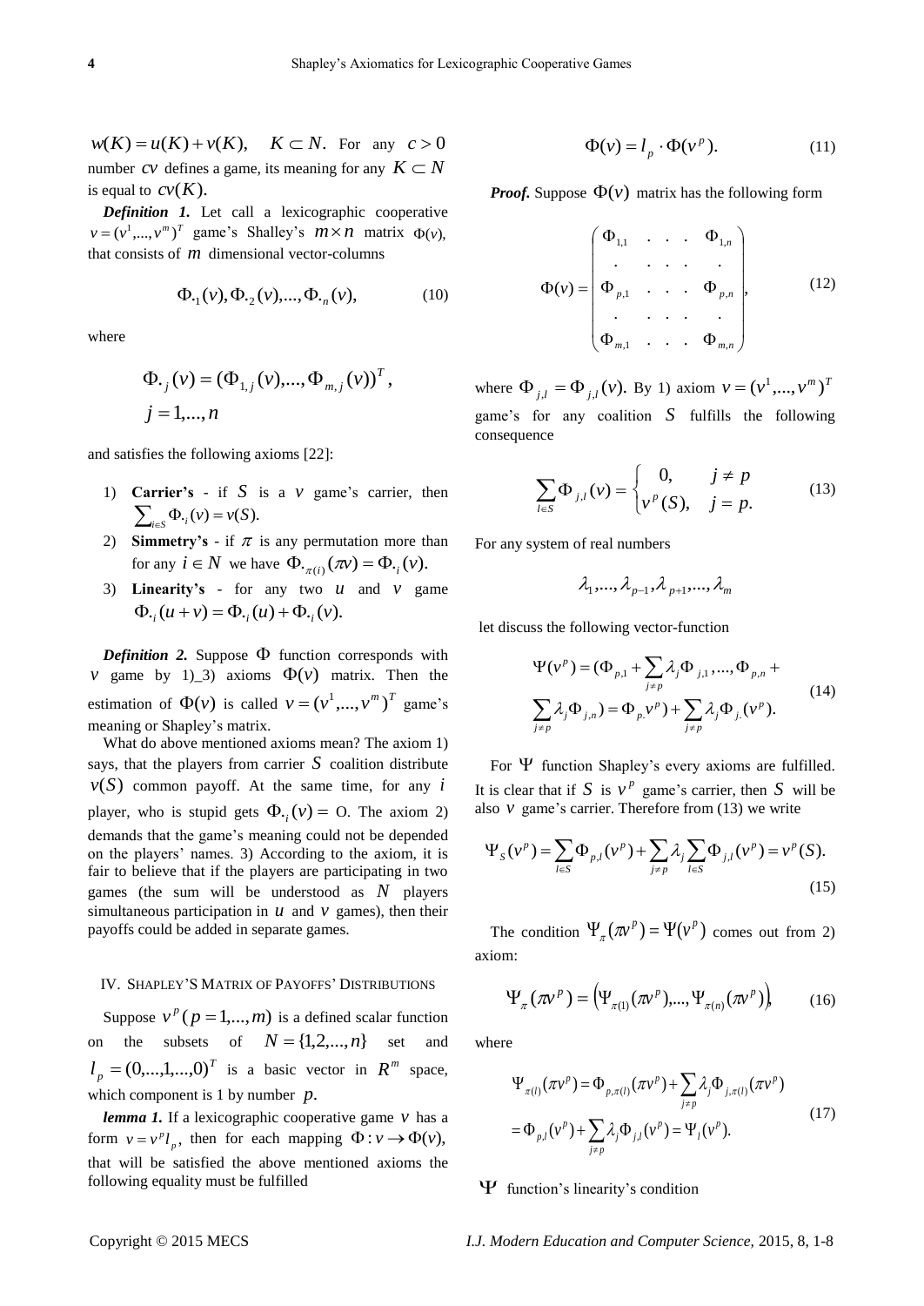$w(K) = u(K) + v(K), \quad K \subset N.$ For any $c > 0$ number $cv$ defines a game, its meaning for any $K \subset N$ is equal to $cv(K).$

***Definition 1.*** Let call a lexicographic cooperative $v = (v^1,...,v^m)^T$ game's Shalley's $m \times n$ matrix $\Phi(v)$, that consists of $m$ dimensional vector-columns

$$\Phi_{\cdot 1}(v), \Phi_{\cdot 2}(v),..., \Phi_{\cdot n}(v), \tag{10}$$

where

$$\Phi_{\cdot j}(v) = (\Phi_{1,j}(v),..., \Phi_{m,j}(v))^T,$$
$$j = 1,...,n$$

and satisfies the following axioms [22]:

1) **Carrier's** - if $S$ is a $v$ game's carrier, then $\sum_{i \in S} \Phi_{\cdot i}(v) = v(S).$
2) **Simmetry's** - if $\pi$ is any permutation more than for any $i \in N$ we have $\Phi_{\cdot \pi(i)}(\pi v) = \Phi_{\cdot i}(v).$
3) **Linearity's** - for any two $u$ and $v$ game $\Phi_{\cdot i}(u+v) = \Phi_{\cdot i}(u) + \Phi_{\cdot i}(v).$

***Definition 2.*** Suppose $\Phi$ function corresponds with $v$ game by 1)_3) axioms $\Phi(v)$ matrix. Then the estimation of $\Phi(v)$ is called $v = (v^1,...,v^m)^T$ game's meaning or Shapley's matrix.

What do above mentioned axioms mean? The axiom 1) says, that the players from carrier $S$ coalition distribute $v(S)$ common payoff. At the same time, for any $i$ player, who is stupid gets $\Phi_{\cdot i}(v) =$ O. The axiom 2) demands that the game's meaning could not be depended on the players' names. 3) According to the axiom, it is fair to believe that if the players are participating in two games (the sum will be understood as $N$ players simultaneous participation in $u$ and $v$ games), then their payoffs could be added in separate games.

## IV. Shapley's Matrix of Payoffs' Distributions

Suppose $v^p (p = 1,...,m)$ is a defined scalar function on the subsets of $N = \{1,2,...,n\}$ set and $l_p = (0,...,1,...,0)^T$ is a basic vector in $R^m$ space, which component is 1 by number $p$.

***lemma 1.*** If a lexicographic cooperative game $v$ has a form $v = v^p l_p$, then for each mapping $\Phi : v \to \Phi(v)$, that will be satisfied the above mentioned axioms the following equality must be fulfilled

$$\Phi(v) = l_p \cdot \Phi(v^p). \tag{11}$$

***Proof.*** Suppose $\Phi(v)$ matrix has the following form

$$\Phi(v) = \begin{pmatrix} \Phi_{1,1} & . & . & . & \Phi_{1,n} \\ . & . & . & . & . \\ \Phi_{p,1} & . & . & . & \Phi_{p,n} \\ . & . & . & . & . \\ \Phi_{m,1} & . & . & . & \Phi_{m,n} \end{pmatrix}, \tag{12}$$

where $\Phi_{j,l} = \Phi_{j,l}(v)$. By 1) axiom $v = (v^1,...,v^m)^T$ game's for any coalition $S$ fulfills the following consequence

$$\sum_{l \in S} \Phi_{j,l}(v) = \begin{cases} 0, & j \neq p \\ v^p(S), & j = p. \end{cases} \tag{13}$$

For any system of real numbers

$$\lambda_1,..., \lambda_{p-1}, \lambda_{p+1},..., \lambda_m$$

let discuss the following vector-function

$$\Psi(v^p) = (\Phi_{p,1} + \sum_{j \neq p} \lambda_j \Phi_{j,1},..., \Phi_{p,n} + \sum_{j \neq p} \lambda_j \Phi_{j,n}) = \Phi_{p.}v^p) + \sum_{j \neq p} \lambda_j \Phi_{j.}(v^p). \tag{14}$$

For $\Psi$ function Shapley's every axioms are fulfilled. It is clear that if $S$ is $v^p$ game's carrier, then $S$ will be also $v$ game's carrier. Therefore from (13) we write

$$\Psi_S(v^p) = \sum_{l \in S} \Phi_{p,l}(v^p) + \sum_{j \neq p} \lambda_j \sum_{l \in S} \Phi_{j,l}(v^p) = v^p(S). \tag{15}$$

The condition $\Psi_\pi(\pi v^p) = \Psi(v^p)$ comes out from 2) axiom:

$$\Psi_\pi(\pi v^p) = \left(\Psi_{\pi(1)}(\pi v^p),..., \Psi_{\pi(n)}(\pi v^p)\right), \tag{16}$$

where

$$\begin{aligned} \Psi_{\pi(l)}(\pi v^p) &= \Phi_{p,\pi(l)}(\pi v^p) + \sum_{j \neq p} \lambda_j \Phi_{j,\pi(l)}(\pi v^p) \\ &= \Phi_{p,l}(v^p) + \sum_{j \neq p} \lambda_j \Phi_{j,l}(v^p) = \Psi_l(v^p). \end{aligned} \tag{17}$$

$\Psi$ function's linearity's condition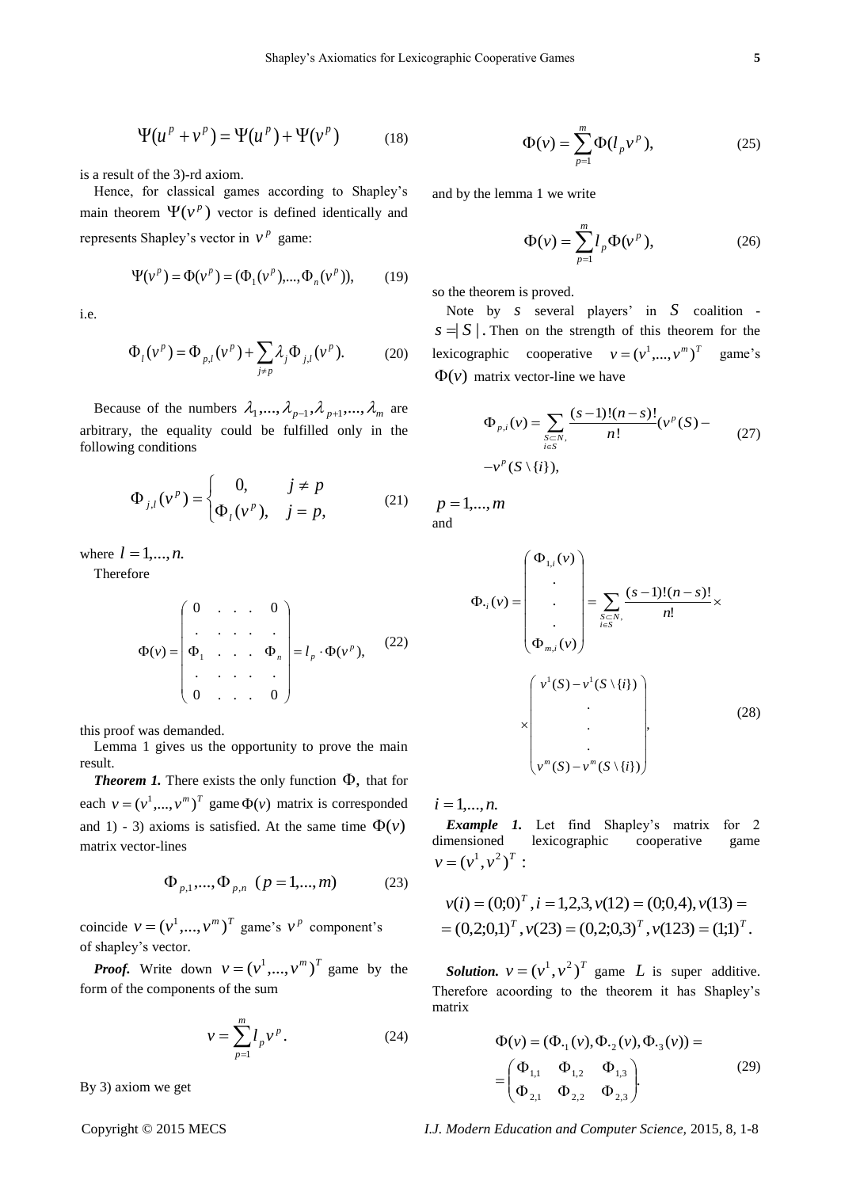$$\Psi(u^p + v^p) = \Psi(u^p) + \Psi(v^p) \qquad (18)$$

is a result of the 3)-rd axiom.

Hence, for classical games according to Shapley's main theorem $\Psi(v^p)$ vector is defined identically and represents Shapley's vector in $v^p$ game:

$$\Psi(v^p) = \Phi(v^p) = (\Phi_1(v^p),...,\Phi_n(v^p)), \qquad (19)$$

i.e.

$$\Phi_l(v^p) = \Phi_{p,l}(v^p) + \sum_{j\neq p} \lambda_j \Phi_{j,l}(v^p). \qquad (20)$$

Because of the numbers $\lambda_1,...,\lambda_{p-1},\lambda_{p+1},...,\lambda_m$ are arbitrary, the equality could be fulfilled only in the following conditions

$$\Phi_{j,l}(v^p) = \begin{cases} 0, & j \neq p \\ \Phi_l(v^p), & j = p, \end{cases} \qquad (21)$$

where $l = 1,...,n.$

Therefore

$$\Phi(v) = \begin{pmatrix} 0 & . & . & . & 0 \\ . & . & . & . & . \\ \Phi_1 & . & . & . & \Phi_n \\ . & . & . & . & . \\ 0 & . & . & . & 0 \end{pmatrix} = l_p \cdot \Phi(v^p), \qquad (22)$$

this proof was demanded.

Lemma 1 gives us the opportunity to prove the main result.

***Theorem 1.*** There exists the only function $\Phi$, that for each $v = (v^1,...,v^m)^T$ game $\Phi(v)$ matrix is corresponded and 1) - 3) axioms is satisfied. At the same time $\Phi(v)$ matrix vector-lines

$$\Phi_{p,1},...,\Phi_{p,n} \;\; (p = 1,...,m) \qquad (23)$$

coincide $v = (v^1,...,v^m)^T$ game's $v^p$ component's of shapley's vector.

***Proof.*** Write down $v = (v^1,...,v^m)^T$ game by the form of the components of the sum

$$v = \sum_{p=1}^{m} l_p v^p. \qquad (24)$$

By 3) axiom we get

$$\Phi(v) = \sum_{p=1}^{m} \Phi(l_p v^p), \qquad (25)$$

and by the lemma 1 we write

$$\Phi(v) = \sum_{p=1}^{m} l_p \Phi(v^p), \qquad (26)$$

so the theorem is proved.

Note by $s$ several players' in $S$ coalition - $s = |S|$. Then on the strength of this theorem for the lexicographic cooperative $v = (v^1,...,v^m)^T$ game's $\Phi(v)$ matrix vector-line we have

$$\Phi_{p,i}(v) = \sum_{\substack{S\subset N,\\ i\in S}} \frac{(s-1)!(n-s)!}{n!}(v^p(S) - v^p(S\setminus\{i\}), \qquad (27)$$

$p = 1,...,m$

and

$$\Phi_{\cdot i}(v) = \begin{pmatrix} \Phi_{1,i}(v) \\ . \\ . \\ . \\ \Phi_{m,i}(v) \end{pmatrix} = \sum_{\substack{S\subset N,\\ i\in S}} \frac{(s-1)!(n-s)!}{n!} \times \begin{pmatrix} v^1(S) - v^1(S\setminus\{i\}) \\ . \\ . \\ . \\ v^m(S) - v^m(S\setminus\{i\}) \end{pmatrix}, \qquad (28)$$

$i = 1,...,n.$

***Example 1.*** Let find Shapley's matrix for 2 dimensioned lexicographic cooperative game $v = (v^1, v^2)^T$ :

$$v(i) = (0;0)^T, i = 1,2,3, v(12) = (0;0,4), v(13) = = (0,2;0,1)^T, v(23) = (0,2;0,3)^T, v(123) = (1;1)^T.$$

***Solution.*** $v = (v^1, v^2)^T$ game $L$ is super additive. Therefore acoording to the theorem it has Shapley's matrix

$$\Phi(v) = (\Phi_{\cdot 1}(v), \Phi_{\cdot 2}(v), \Phi_{\cdot 3}(v)) = \begin{pmatrix} \Phi_{1,1} & \Phi_{1,2} & \Phi_{1,3} \\ \Phi_{2,1} & \Phi_{2,2} & \Phi_{2,3} \end{pmatrix}. \qquad (29)$$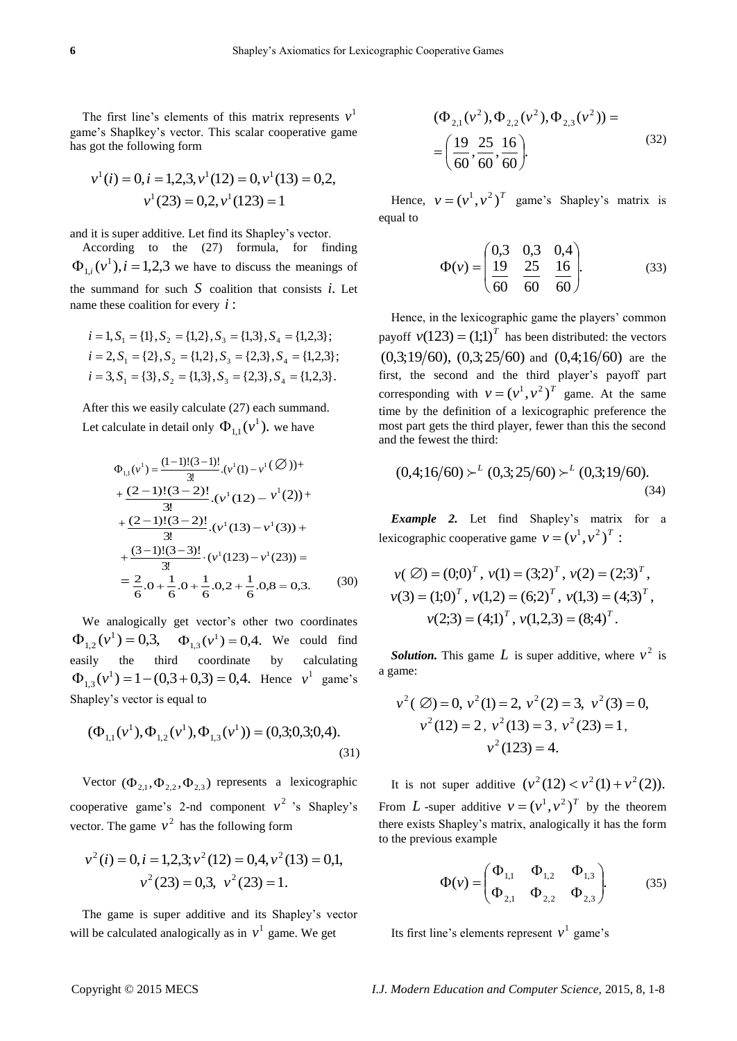The first line's elements of this matrix represents $v^1$ game's Shaplkey's vector. This scalar cooperative game has got the following form

$$v^1(i) = 0, i = 1,2,3, v^1(12) = 0, v^1(13) = 0{,}2,$$
$$v^1(23) = 0{,}2, v^1(123) = 1$$

and it is super additive. Let find its Shapley's vector.

According to the (27) formula, for finding $\Phi_{1,i}(v^1), i = 1,2,3$ we have to discuss the meanings of the summand for such $S$ coalition that consists $i$. Let name these coalition for every $i$ :

$$i = 1, S_1 = \{1\}, S_2 = \{1,2\}, S_3 = \{1,3\}, S_4 = \{1,2,3\};$$
$$i = 2, S_1 = \{2\}, S_2 = \{1,2\}, S_3 = \{2,3\}, S_4 = \{1,2,3\};$$
$$i = 3, S_1 = \{3\}, S_2 = \{1,3\}, S_3 = \{2,3\}, S_4 = \{1,2,3\}.$$

After this we easily calculate (27) each summand.

Let calculate in detail only $\Phi_{1,1}(v^1)$. we have

$$\begin{aligned}\Phi_{1,1}(v^1) &= \frac{(1-1)!(3-1)!}{3!}.(v^1(1) - v^1(\varnothing)) + \\ &+ \frac{(2-1)!(3-2)!}{3!}.(v^1(12) - v^1(2)) + \\ &+ \frac{(2-1)!(3-2)!}{3!}.(v^1(13) - v^1(3)) + \\ &+ \frac{(3-1)!(3-3)!}{3!}\cdot(v^1(123) - v^1(23)) = \\ &= \frac{2}{6}.0 + \frac{1}{6}.0 + \frac{1}{6}.0{,}2 + \frac{1}{6}.0{,}8 = 0{,}3.\end{aligned} \tag{30}$$

We analogically get vector's other two coordinates $\Phi_{1,2}(v^1) = 0{,}3$, $\Phi_{1,3}(v^1) = 0{,}4$. We could find easily the third coordinate by calculating $\Phi_{1,3}(v^1) = 1 - (0{,}3 + 0{,}3) = 0{,}4$. Hence $v^1$ game's Shapley's vector is equal to

$$(\Phi_{1,1}(v^1), \Phi_{1,2}(v^1), \Phi_{1,3}(v^1)) = (0{,}3;0{,}3;0{,}4). \tag{31}$$

Vector $(\Phi_{2,1}, \Phi_{2,2}, \Phi_{2,3})$ represents a lexicographic cooperative game's 2-nd component $v^2$ 's Shapley's vector. The game $v^2$ has the following form

$$v^2(i) = 0, i = 1,2,3; v^2(12) = 0{,}4, v^2(13) = 0{,}1,$$
$$v^2(23) = 0{,}3, \; v^2(23) = 1.$$

The game is super additive and its Shapley's vector will be calculated analogically as in $v^1$ game. We get

$$(\Phi_{2,1}(v^2), \Phi_{2,2}(v^2), \Phi_{2,3}(v^2)) = \\ = \left(\frac{19}{60}, \frac{25}{60}, \frac{16}{60}\right). \tag{32}$$

Hence, $v = (v^1, v^2)^T$ game's Shapley's matrix is equal to

$$\Phi(v) = \begin{pmatrix} 0{,}3 & 0{,}3 & 0{,}4 \\ \frac{19}{60} & \frac{25}{60} & \frac{16}{60} \end{pmatrix}. \tag{33}$$

Hence, in the lexicographic game the players' common payoff $v(123) = (1;1)^T$ has been distributed: the vectors $(0{,}3;19/60)$, $(0{,}3;25/60)$ and $(0{,}4;16/60)$ are the first, the second and the third player's payoff part corresponding with $v = (v^1, v^2)^T$ game. At the same time by the definition of a lexicographic preference the most part gets the third player, fewer than this the second and the fewest the third:

$$(0{,}4;16/60) \succ^L (0{,}3;25/60) \succ^L (0{,}3;19/60). \tag{34}$$

***Example 2.*** Let find Shapley's matrix for a lexicographic cooperative game $v = (v^1, v^2)^T$ :

$$v(\varnothing) = (0;0)^T, \; v(1) = (3;2)^T, \; v(2) = (2;3)^T,$$
$$v(3) = (1;0)^T, \; v(1,2) = (6;2)^T, \; v(1,3) = (4;3)^T,$$
$$v(2;3) = (4;1)^T, \; v(1,2,3) = (8;4)^T.$$

***Solution.*** This game $L$ is super additive, where $v^2$ is a game:

$$v^2(\varnothing) = 0, \; v^2(1) = 2, \; v^2(2) = 3, \; v^2(3) = 0,$$
$$v^2(12) = 2, \; v^2(13) = 3, \; v^2(23) = 1,$$
$$v^2(123) = 4.$$

It is not super additive $(v^2(12) < v^2(1) + v^2(2))$. From $L$ -super additive $v = (v^1, v^2)^T$ by the theorem there exists Shapley's matrix, analogically it has the form to the previous example

$$\Phi(v) = \begin{pmatrix} \Phi_{1,1} & \Phi_{1,2} & \Phi_{1,3} \\ \Phi_{2,1} & \Phi_{2,2} & \Phi_{2,3} \end{pmatrix}. \tag{35}$$

Its first line's elements represent $v^1$ game's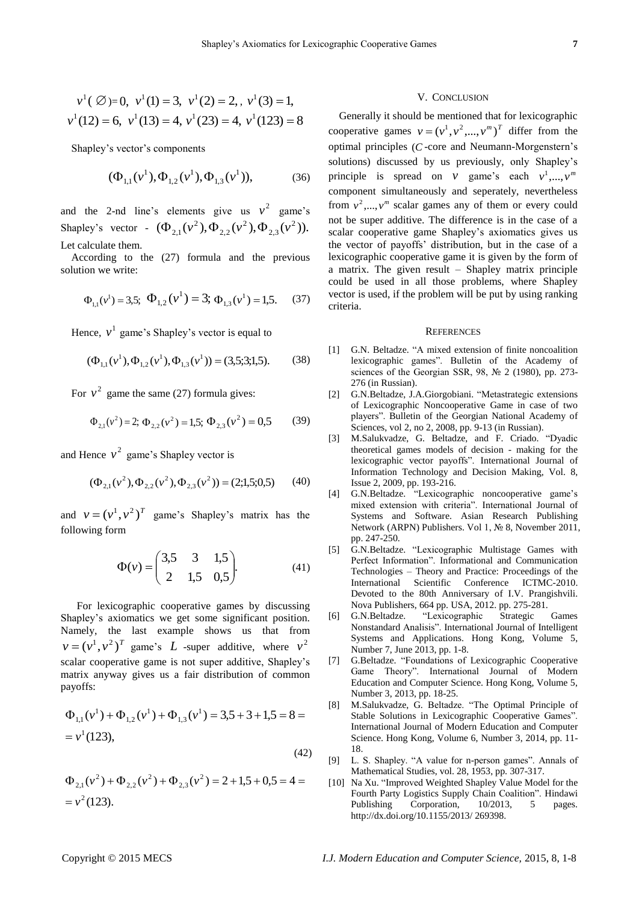$$v^1(\varnothing)=0,\ v^1(1)=3,\ v^1(2)=2,,\ v^1(3)=1,$$
$$v^1(12)=6,\ v^1(13)=4,\ v^1(23)=4,\ v^1(123)=8$$

Shapley's vector's components

$$(\Phi_{1,1}(v^1), \Phi_{1,2}(v^1), \Phi_{1,3}(v^1)), \tag{36}$$

and the 2-nd line's elements give us $v^2$ game's Shapley's vector - $(\Phi_{2,1}(v^2), \Phi_{2,2}(v^2), \Phi_{2,3}(v^2)).$ Let calculate them.

According to the (27) formula and the previous solution we write:

$$\Phi_{1,1}(v^1)=3{,}5;\ \Phi_{1,2}(v^1)=3;\ \Phi_{1,3}(v^1)=1{,}5. \tag{37}$$

Hence, $v^1$ game's Shapley's vector is equal to

$$(\Phi_{1,1}(v^1), \Phi_{1,2}(v^1), \Phi_{1,3}(v^1)) = (3{,}5;3;1{,}5). \tag{38}$$

For $v^2$ game the same (27) formula gives:

$$\Phi_{2,1}(v^2)=2;\ \Phi_{2,2}(v^2)=1{,}5;\ \Phi_{2,3}(v^2)=0{,}5 \tag{39}$$

and Hence $v^2$ game's Shapley vector is

$$(\Phi_{2,1}(v^2), \Phi_{2,2}(v^2), \Phi_{2,3}(v^2)) = (2;1{,}5;0{,}5) \tag{40}$$

and $v=(v^1,v^2)^T$ game's Shapley's matrix has the following form

$$\Phi(v) = \begin{pmatrix} 3{,}5 & 3 & 1{,}5 \\ 2 & 1{,}5 & 0{,}5 \end{pmatrix}. \tag{41}$$

For lexicographic cooperative games by discussing Shapley's axiomatics we get some significant position. Namely, the last example shows us that from $v=(v^1,v^2)^T$ game's $L$ -super additive, where $v^2$ scalar cooperative game is not super additive, Shapley's matrix anyway gives us a fair distribution of common payoffs:

$$\Phi_{1,1}(v^1)+\Phi_{1,2}(v^1)+\Phi_{1,3}(v^1) = 3{,}5+3+1{,}5 = 8 = \\ = v^1(123),$$

$$\Phi_{2,1}(v^2)+\Phi_{2,2}(v^2)+\Phi_{2,3}(v^2) = 2+1{,}5+0{,}5 = 4 = \\ = v^2(123). \tag{42}$$

## V. Conclusion

Generally it should be mentioned that for lexicographic cooperative games $v=(v^1,v^2,...,v^m)^T$ differ from the optimal principles ($C$-core and Neumann-Morgenstern's solutions) discussed by us previously, only Shapley's principle is spread on $v$ game's each $v^1,...,v^m$ component simultaneously and seperately, nevertheless from $v^2,...,v^m$ scalar games any of them or every could not be super additive. The difference is in the case of a scalar cooperative game Shapley's axiomatics gives us the vector of payoffs' distribution, but in the case of a lexicographic cooperative game it is given by the form of a matrix. The given result – Shapley matrix principle could be used in all those problems, where Shapley vector is used, if the problem will be put by using ranking criteria.

## References

[1] G.N. Beltadze. "A mixed extension of finite noncoalition lexicographic games". Bulletin of the Academy of sciences of the Georgian SSR, 98, № 2 (1980), pp. 273-276 (in Russian).

[2] G.N.Beltadze, J.A.Giorgobiani. "Metastrategic extensions of Lexicographic Noncooperative Game in case of two players". Bulletin of the Georgian National Academy of Sciences, vol 2, no 2, 2008, pp. 9-13 (in Russian).

[3] M.Salukvadze, G. Beltadze, and F. Criado. "Dyadic theoretical games models of decision - making for the lexicographic vector payoffs". International Journal of Information Technology and Decision Making, Vol. 8, Issue 2, 2009, pp. 193-216.

[4] G.N.Beltadze. "Lexicographic noncooperative game's mixed extension with criteria". International Journal of Systems and Software. Asian Research Publishing Network (ARPN) Publishers. Vol 1, № 8, November 2011, pp. 247-250.

[5] G.N.Beltadze. "Lexicographic Multistage Games with Perfect Information". Informational and Communication Technologies – Theory and Practice: Proceedings of the International Scientific Conference ICTMC-2010. Devoted to the 80th Anniversary of I.V. Prangishvili. Nova Publishers, 664 pp. USA, 2012. pp. 275-281.

[6] G.N.Beltadze. "Lexicographic Strategic Games Nonstandard Analisis". International Journal of Intelligent Systems and Applications. Hong Kong, Volume 5, Number 7, June 2013, pp. 1-8.

[7] G.Beltadze. "Foundations of Lexicographic Cooperative Game Theory". International Journal of Modern Education and Computer Science. Hong Kong, Volume 5, Number 3, 2013, pp. 18-25.

[8] M.Salukvadze, G. Beltadze. "The Optimal Principle of Stable Solutions in Lexicographic Cooperative Games". International Journal of Modern Education and Computer Science. Hong Kong, Volume 6, Number 3, 2014, pp. 11-18.

[9] L. S. Shapley. "A value for n-person games". Annals of Mathematical Studies, vol. 28, 1953, pp. 307-317.

[10] Na Xu. "Improved Weighted Shapley Value Model for the Fourth Party Logistics Supply Chain Coalition". Hindawi Publishing Corporation, 10/2013, 5 pages. http://dx.doi.org/10.1155/2013/ 269398.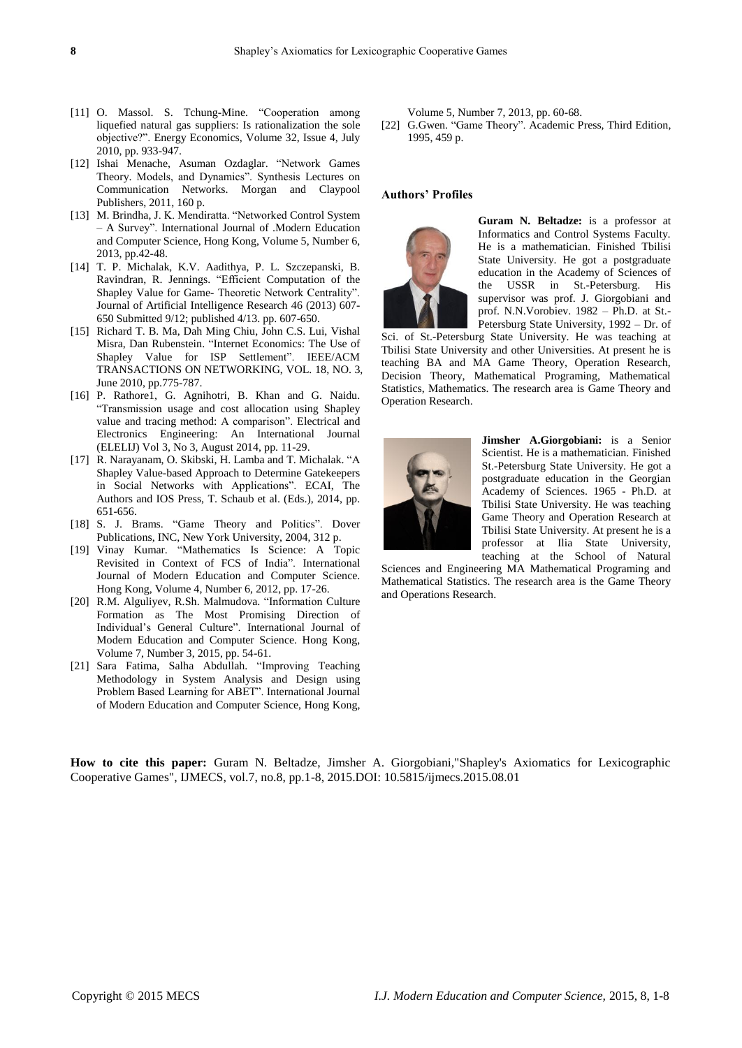[11] O. Massol. S. Tchung-Mine. "Cooperation among liquefied natural gas suppliers: Is rationalization the sole objective?". Energy Economics, Volume 32, Issue 4, July 2010, pp. 933-947.

[12] Ishai Menache, Asuman Ozdaglar. "Network Games Theory. Models, and Dynamics". Synthesis Lectures on Communication Networks. Morgan and Claypool Publishers, 2011, 160 p.

[13] M. Brindha, J. K. Mendiratta. "Networked Control System – A Survey". International Journal of .Modern Education and Computer Science, Hong Kong, Volume 5, Number 6, 2013, pp.42-48.

[14] T. P. Michalak, K.V. Aadithya, P. L. Szczepanski, B. Ravindran, R. Jennings. "Efficient Computation of the Shapley Value for Game- Theoretic Network Centrality". Journal of Artificial Intelligence Research 46 (2013) 607-650 Submitted 9/12; published 4/13. pp. 607-650.

[15] Richard T. B. Ma, Dah Ming Chiu, John C.S. Lui, Vishal Misra, Dan Rubenstein. "Internet Economics: The Use of Shapley Value for ISP Settlement". IEEE/ACM TRANSACTIONS ON NETWORKING, VOL. 18, NO. 3, June 2010, pp.775-787.

[16] P. Rathore1, G. Agnihotri, B. Khan and G. Naidu. "Transmission usage and cost allocation using Shapley value and tracing method: A comparison". Electrical and Electronics Engineering: An International Journal (ELELIJ) Vol 3, No 3, August 2014, pp. 11-29.

[17] R. Narayanam, O. Skibski, H. Lamba and T. Michalak. "A Shapley Value-based Approach to Determine Gatekeepers in Social Networks with Applications". ECAI, The Authors and IOS Press, T. Schaub et al. (Eds.), 2014, pp. 651-656.

[18] S. J. Brams. "Game Theory and Politics". Dover Publications, INC, New York University, 2004, 312 p.

[19] Vinay Kumar. "Mathematics Is Science: A Topic Revisited in Context of FCS of India". International Journal of Modern Education and Computer Science. Hong Kong, Volume 4, Number 6, 2012, pp. 17-26.

[20] R.M. Alguliyev, R.Sh. Malmudova. "Information Culture Formation as The Most Promising Direction of Individual's General Culture". International Journal of Modern Education and Computer Science. Hong Kong, Volume 7, Number 3, 2015, pp. 54-61.

[21] Sara Fatima, Salha Abdullah. "Improving Teaching Methodology in System Analysis and Design using Problem Based Learning for ABET". International Journal of Modern Education and Computer Science, Hong Kong, Volume 5, Number 7, 2013, pp. 60-68.

[22] G.Gwen. "Game Theory". Academic Press, Third Edition, 1995, 459 p.

### Authors' Profiles

**Guram N. Beltadze:** is a professor at Informatics and Control Systems Faculty. He is a mathematician. Finished Tbilisi State University. He got a postgraduate education in the Academy of Sciences of the USSR in St.-Petersburg. His supervisor was prof. J. Giorgobiani and prof. N.N.Vorobiev. 1982 – Ph.D. at St.-Petersburg State University, 1992 – Dr. of Sci. of St.-Petersburg State University. He was teaching at Tbilisi State University and other Universities. At present he is teaching BA and MA Game Theory, Operation Research, Decision Theory, Mathematical Programing, Mathematical Statistics, Mathematics. The research area is Game Theory and Operation Research.

**Jimsher A.Giorgobiani:** is a Senior Scientist. He is a mathematician. Finished St.-Petersburg State University. He got a postgraduate education in the Georgian Academy of Sciences. 1965 - Ph.D. at Tbilisi State University. He was teaching Game Theory and Operation Research at Tbilisi State University. At present he is a professor at Ilia State University, teaching at the School of Natural Sciences and Engineering MA Mathematical Programing and Mathematical Statistics. The research area is the Game Theory and Operations Research.

**How to cite this paper:** Guram N. Beltadze, Jimsher A. Giorgobiani,"Shapley's Axiomatics for Lexicographic Cooperative Games", IJMECS, vol.7, no.8, pp.1-8, 2015.DOI: 10.5815/ijmecs.2015.08.01